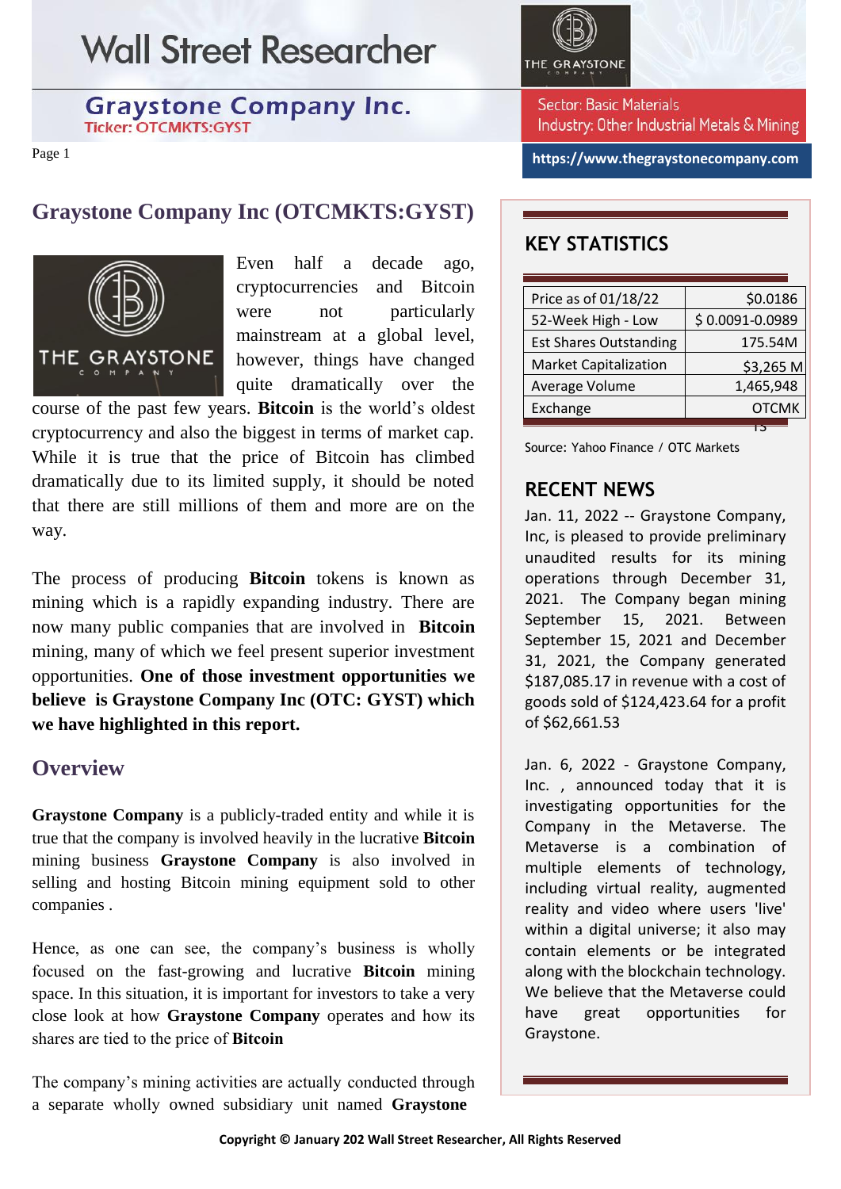# Wall Street Researcher

## Graystone Company Inc.

Ticker: OTCMKTS:GYST

Sector: Basic Materials
Industry: Other Industrial Metals & Mining

https://www.thegraystonecompany.com

## Graystone Company Inc (OTCMKTS:GYST)

Even half a decade ago, cryptocurrencies and Bitcoin were not particularly mainstream at a global level, however, things have changed quite dramatically over the course of the past few years. **Bitcoin** is the world's oldest cryptocurrency and also the biggest in terms of market cap. While it is true that the price of Bitcoin has climbed dramatically due to its limited supply, it should be noted that there are still millions of them and more are on the way.

The process of producing **Bitcoin** tokens is known as mining which is a rapidly expanding industry. There are now many public companies that are involved in **Bitcoin** mining, many of which we feel present superior investment opportunities. **One of those investment opportunities we believe is Graystone Company Inc (OTC: GYST) which we have highlighted in this report.**

## Overview

**Graystone Company** is a publicly-traded entity and while it is true that the company is involved heavily in the lucrative **Bitcoin** mining business **Graystone Company** is also involved in selling and hosting Bitcoin mining equipment sold to other companies .

Hence, as one can see, the company's business is wholly focused on the fast-growing and lucrative **Bitcoin** mining space. In this situation, it is important for investors to take a very close look at how **Graystone Company** operates and how its shares are tied to the price of **Bitcoin**

The company's mining activities are actually conducted through a separate wholly owned subsidiary unit named **Graystone**

## KEY STATISTICS

| | |
|---|---|
| Price as of 01/18/22 | $0.0186 |
| 52-Week High - Low | $ 0.0091-0.0989 |
| Est Shares Outstanding | 175.54M |
| Market Capitalization | $3,265 M |
| Average Volume | 1,465,948 |
| Exchange | OTCMKTS |

Source: Yahoo Finance / OTC Markets

## RECENT NEWS

Jan. 11, 2022 -- Graystone Company, Inc, is pleased to provide preliminary unaudited results for its mining operations through December 31, 2021. The Company began mining September 15, 2021. Between September 15, 2021 and December 31, 2021, the Company generated $187,085.17 in revenue with a cost of goods sold of $124,423.64 for a profit of $62,661.53

Jan. 6, 2022 - Graystone Company, Inc. , announced today that it is investigating opportunities for the Company in the Metaverse. The Metaverse is a combination of multiple elements of technology, including virtual reality, augmented reality and video where users 'live' within a digital universe; it also may contain elements or be integrated along with the blockchain technology. We believe that the Metaverse could have great opportunities for Graystone.

**Copyright © January 202 Wall Street Researcher, All Rights Reserved**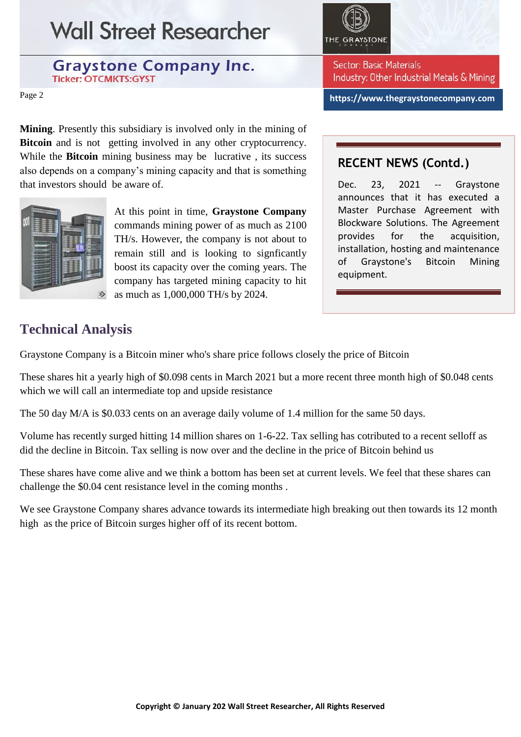**Mining**. Presently this subsidiary is involved only in the mining of **Bitcoin** and is not getting involved in any other cryptocurrency. While the **Bitcoin** mining business may be lucrative , its success also depends on a company's mining capacity and that is something that investors should be aware of.

At this point in time, **Graystone Company** commands mining power of as much as 2100 TH/s. However, the company is not about to remain still and is looking to signficantly boost its capacity over the coming years. The company has targeted mining capacity to hit as much as 1,000,000 TH/s by 2024.

## RECENT NEWS (Contd.)

Dec. 23, 2021 -- Graystone announces that it has executed a Master Purchase Agreement with Blockware Solutions. The Agreement provides for the acquisition, installation, hosting and maintenance of Graystone's Bitcoin Mining equipment.

## Technical Analysis

Graystone Company is a Bitcoin miner who's share price follows closely the price of Bitcoin

These shares hit a yearly high of $0.098 cents in March 2021 but a more recent three month high of $0.048 cents which we will call an intermediate top and upside resistance

The 50 day M/A is $0.033 cents on an average daily volume of 1.4 million for the same 50 days.

Volume has recently surged hitting 14 million shares on 1-6-22. Tax selling has cotributed to a recent selloff as did the decline in Bitcoin. Tax selling is now over and the decline in the price of Bitcoin behind us

These shares have come alive and we think a bottom has been set at current levels. We feel that these shares can challenge the $0.04 cent resistance level in the coming months .

We see Graystone Company shares advance towards its intermediate high breaking out then towards its 12 month high as the price of Bitcoin surges higher off of its recent bottom.

**Copyright © January 202 Wall Street Researcher, All Rights Reserved**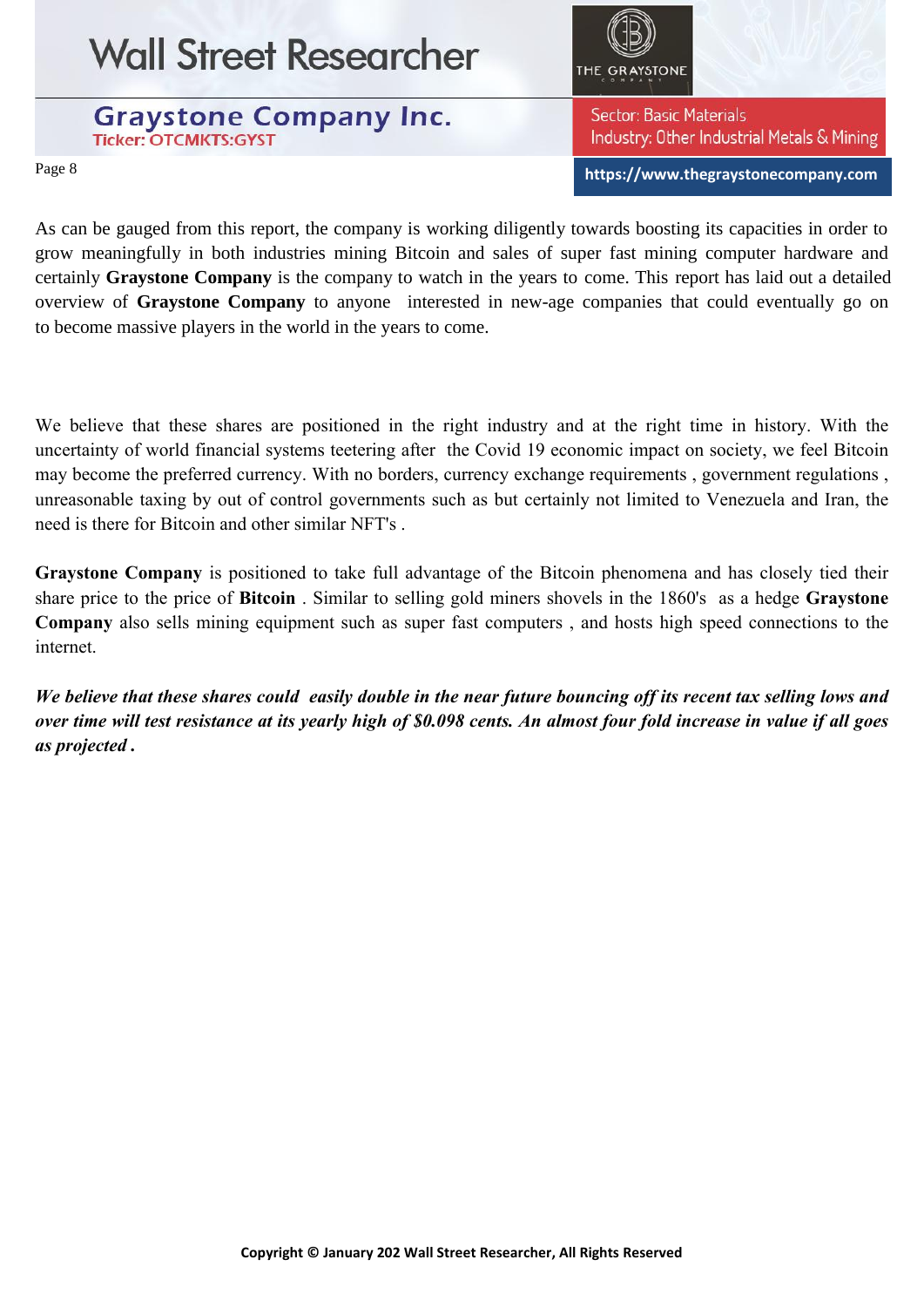As can be gauged from this report, the company is working diligently towards boosting its capacities in order to grow meaningfully in both industries mining Bitcoin and sales of super fast mining computer hardware and certainly **Graystone Company** is the company to watch in the years to come. This report has laid out a detailed overview of **Graystone Company** to anyone interested in new-age companies that could eventually go on to become massive players in the world in the years to come.

We believe that these shares are positioned in the right industry and at the right time in history. With the uncertainty of world financial systems teetering after the Covid 19 economic impact on society, we feel Bitcoin may become the preferred currency. With no borders, currency exchange requirements , government regulations , unreasonable taxing by out of control governments such as but certainly not limited to Venezuela and Iran, the need is there for Bitcoin and other similar NFT's .

**Graystone Company** is positioned to take full advantage of the Bitcoin phenomena and has closely tied their share price to the price of **Bitcoin** . Similar to selling gold miners shovels in the 1860's as a hedge **Graystone Company** also sells mining equipment such as super fast computers , and hosts high speed connections to the internet.

***We believe that these shares could easily double in the near future bouncing off its recent tax selling lows and over time will test resistance at its yearly high of $0.098 cents. An almost four fold increase in value if all goes as projected .***

Copyright © January 202 Wall Street Researcher, All Rights Reserved